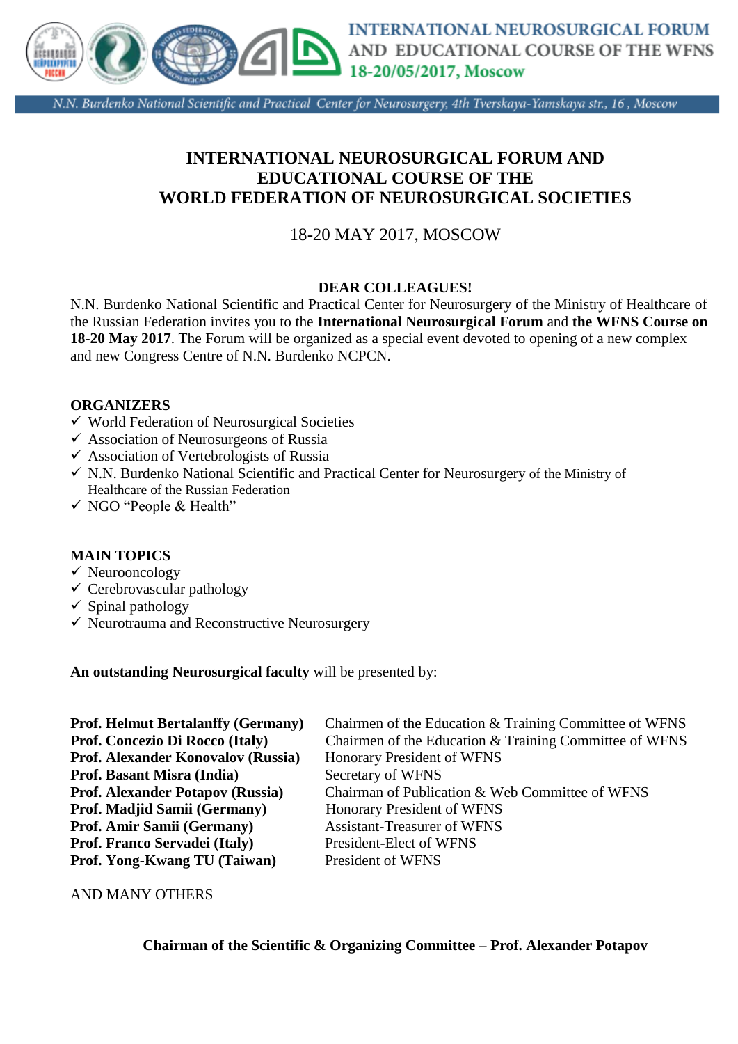INTERNATIONAL NEUROSURGICAL FORUM AND EDUCATIONAL COURSE OF THE WFNS
18-20/05/2017, Moscow

*N.N. Burdenko National Scientific and Practical Center for Neurosurgery, 4th Tverskaya-Yamskaya str., 16 , Moscow*

# INTERNATIONAL NEUROSURGICAL FORUM AND EDUCATIONAL COURSE OF THE WORLD FEDERATION OF NEUROSURGICAL SOCIETIES

18-20 MAY 2017, MOSCOW

**DEAR COLLEAGUES!**

N.N. Burdenko National Scientific and Practical Center for Neurosurgery of the Ministry of Healthcare of the Russian Federation invites you to the **International Neurosurgical Forum** and **the WFNS Course on 18-20 May 2017**. The Forum will be organized as a special event devoted to opening of a new complex and new Congress Centre of N.N. Burdenko NCPCN.

**ORGANIZERS**

- ✓ World Federation of Neurosurgical Societies
- ✓ Association of Neurosurgeons of Russia
- ✓ Association of Vertebrologists of Russia
- ✓ N.N. Burdenko National Scientific and Practical Center for Neurosurgery of the Ministry of Healthcare of the Russian Federation
- ✓ NGO "People & Health"

**MAIN TOPICS**

- ✓ Neurooncology
- ✓ Cerebrovascular pathology
- ✓ Spinal pathology
- ✓ Neurotrauma and Reconstructive Neurosurgery

**An outstanding Neurosurgical faculty** will be presented by:

| | |
|---|---|
| **Prof. Helmut Bertalanffy (Germany)** | Chairmen of the Education & Training Committee of WFNS |
| **Prof. Concezio Di Rocco (Italy)** | Chairmen of the Education & Training Committee of WFNS |
| **Prof. Alexander Konovalov (Russia)** | Honorary President of WFNS |
| **Prof. Basant Misra (India)** | Secretary of WFNS |
| **Prof. Alexander Potapov (Russia)** | Chairman of Publication & Web Committee of WFNS |
| **Prof. Madjid Samii (Germany)** | Honorary President of WFNS |
| **Prof. Amir Samii (Germany)** | Assistant-Treasurer of WFNS |
| **Prof. Franco Servadei (Italy)** | President-Elect of WFNS |
| **Prof. Yong-Kwang TU (Taiwan)** | President of WFNS |

AND MANY OTHERS

**Chairman of the Scientific & Organizing Committee – Prof. Alexander Potapov**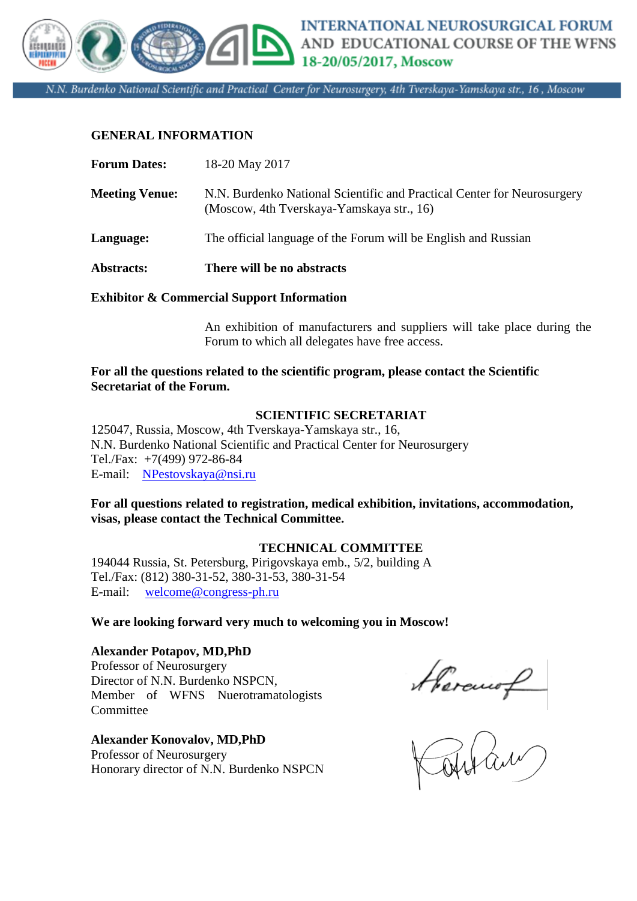## GENERAL INFORMATION

**Forum Dates:** 18-20 May 2017

**Meeting Venue:** N.N. Burdenko National Scientific and Practical Center for Neurosurgery (Moscow, 4th Tverskaya-Yamskaya str., 16)

**Language:** The official language of the Forum will be English and Russian

**Abstracts:** **There will be no abstracts**

**Exhibitor & Commercial Support Information**

An exhibition of manufacturers and suppliers will take place during the Forum to which all delegates have free access.

**For all the questions related to the scientific program, please contact the Scientific Secretariat of the Forum.**

**SCIENTIFIC SECRETARIAT**

125047, Russia, Moscow, 4th Tverskaya-Yamskaya str., 16,
N.N. Burdenko National Scientific and Practical Center for Neurosurgery
Tel./Fax: +7(499) 972-86-84
E-mail: NPestovskaya@nsi.ru

**For all questions related to registration, medical exhibition, invitations, accommodation, visas, please contact the Technical Committee.**

**TECHNICAL COMMITTEE**

194044 Russia, St. Petersburg, Pirigovskaya emb., 5/2, building A
Tel./Fax: (812) 380-31-52, 380-31-53, 380-31-54
E-mail: welcome@congress-ph.ru

**We are looking forward very much to welcoming you in Moscow!**

**Alexander Potapov, MD,PhD**
Professor of Neurosurgery
Director of N.N. Burdenko NSPCN,
Member of WFNS Nuerotramatologists Committee

**Alexander Konovalov, MD,PhD**
Professor of Neurosurgery
Honorary director of N.N. Burdenko NSPCN